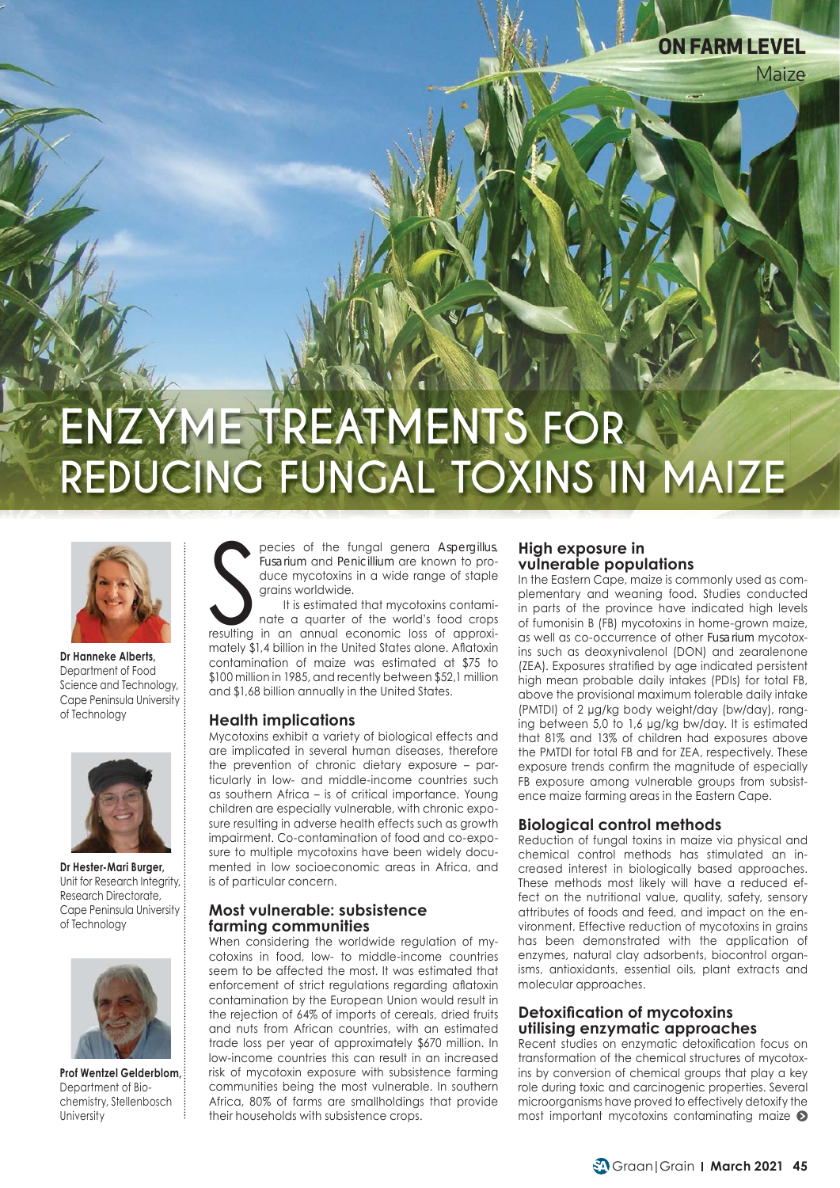# ENZYME TREATMENTS FOR REDUCING FUNGAL TOXINS IN MAIZE

**Dr Hanneke Alberts,** Department of Food Science and Technology, Cape Peninsula University of Technology

**Dr Hester-Mari Burger,** Unit for Research Integrity, Research Directorate, Cape Peninsula University of Technology

**Prof Wentzel Gelderblom,** Department of Biochemistry, Stellenbosch University

Species of the fungal genera *Aspergillus*, *Fusarium* and *Penicillium* are known to produce mycotoxins in a wide range of staple grains worldwide.

It is estimated that mycotoxins contaminate a quarter of the world's food crops resulting in an annual economic loss of approximately $1,4 billion in the United States alone. Aflatoxin contamination of maize was estimated at $75 to $100 million in 1985, and recently between $52,1 million and $1,68 billion annually in the United States.

## Health implications

Mycotoxins exhibit a variety of biological effects and are implicated in several human diseases, therefore the prevention of chronic dietary exposure – particularly in low- and middle-income countries such as southern Africa – is of critical importance. Young children are especially vulnerable, with chronic exposure resulting in adverse health effects such as growth impairment. Co-contamination of food and co-exposure to multiple mycotoxins have been widely documented in low socioeconomic areas in Africa, and is of particular concern.

## Most vulnerable: subsistence farming communities

When considering the worldwide regulation of mycotoxins in food, low- to middle-income countries seem to be affected the most. It was estimated that enforcement of strict regulations regarding aflatoxin contamination by the European Union would result in the rejection of 64% of imports of cereals, dried fruits and nuts from African countries, with an estimated trade loss per year of approximately $670 million. In low-income countries this can result in an increased risk of mycotoxin exposure with subsistence farming communities being the most vulnerable. In southern Africa, 80% of farms are smallholdings that provide their households with subsistence crops.

## High exposure in vulnerable populations

In the Eastern Cape, maize is commonly used as complementary and weaning food. Studies conducted in parts of the province have indicated high levels of fumonisin B (FB) mycotoxins in home-grown maize, as well as co-occurrence of other *Fusarium* mycotoxins such as deoxynivalenol (DON) and zearalenone (ZEA). Exposures stratified by age indicated persistent high mean probable daily intakes (PDIs) for total FB, above the provisional maximum tolerable daily intake (PMTDI) of 2 µg/kg body weight/day (bw/day), ranging between 5,0 to 1,6 µg/kg bw/day. It is estimated that 81% and 13% of children had exposures above the PMTDI for total FB and for ZEA, respectively. These exposure trends confirm the magnitude of especially FB exposure among vulnerable groups from subsistence maize farming areas in the Eastern Cape.

## Biological control methods

Reduction of fungal toxins in maize via physical and chemical control methods has stimulated an increased interest in biologically based approaches. These methods most likely will have a reduced effect on the nutritional value, quality, safety, sensory attributes of foods and feed, and impact on the environment. Effective reduction of mycotoxins in grains has been demonstrated with the application of enzymes, natural clay adsorbents, biocontrol organisms, antioxidants, essential oils, plant extracts and molecular approaches.

## Detoxification of mycotoxins utilising enzymatic approaches

Recent studies on enzymatic detoxification focus on transformation of the chemical structures of mycotoxins by conversion of chemical groups that play a key role during toxic and carcinogenic properties. Several microorganisms have proved to effectively detoxify the most important mycotoxins contaminating maize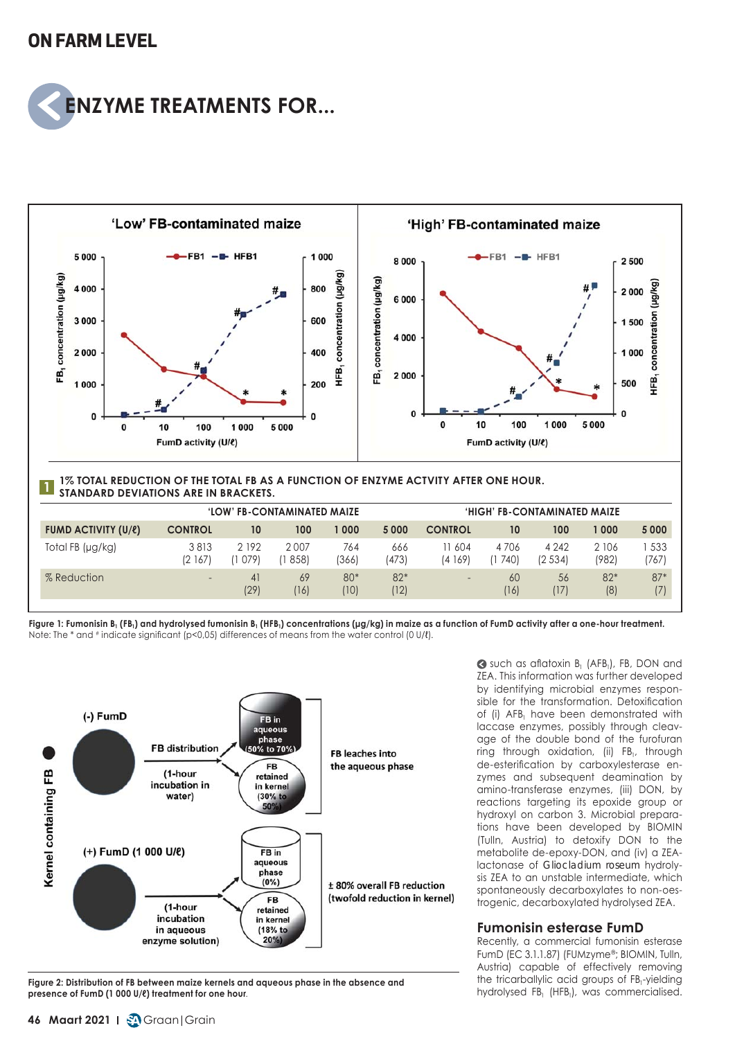# ENZYME TREATMENTS FOR...

**1 % TOTAL REDUCTION OF THE TOTAL FB AS A FUNCTION OF ENZYME ACTVITY AFTER ONE HOUR. STANDARD DEVIATIONS ARE IN BRACKETS.**

| | 'LOW' FB-CONTAMINATED MAIZE | | | | | 'HIGH' FB-CONTAMINATED MAIZE | | | | |
|---|---|---|---|---|---|---|---|---|---|---|
| **FUMD ACTIVITY (U/ℓ)** | **CONTROL** | **10** | **100** | **1 000** | **5 000** | **CONTROL** | **10** | **100** | **1 000** | **5 000** |
| Total FB (µg/kg) | 3 813 (2 167) | 2 192 (1 079) | 2 007 (1 858) | 764 (366) | 666 (473) | 11 604 (4 169) | 4 706 (1 740) | 4 242 (2 534) | 2 106 (982) | 1 533 (767) |
| % Reduction | - | 41 (29) | 69 (16) | 80* (10) | 82* (12) | - | 60 (16) | 56 (17) | 82* (8) | 87* (7) |

**Figure 1: Fumonisin $B_1$ ($FB_1$) and hydrolysed fumonisin $B_1$ ($HFB_1$) concentrations (µg/kg) in maize as a function of FumD activity after a one-hour treatment.**
Note: The * and # indicate significant ($p<0,05$) differences of means from the water control (0 U/ℓ).

**Figure 2: Distribution of FB between maize kernels and aqueous phase in the absence and presence of FumD (1 000 U/ℓ) treatment for one hour.**

such as aflatoxin $B_1$ ($AFB_1$), FB, DON and ZEA. This information was further developed by identifying microbial enzymes responsible for the transformation. Detoxification of (i) $AFB_1$ have been demonstrated with laccase enzymes, possibly through cleavage of the double bond of the furofuran ring through oxidation, (ii) $FB_1$, through de-esterification by carboxylesterase enzymes and subsequent deamination by amino-transferase enzymes, (iii) DON, by reactions targeting its epoxide group or hydroxyl on carbon 3. Microbial preparations have been developed by BIOMIN (Tulln, Austria) to detoxify DON to the metabolite de-epoxy-DON, and (iv) a ZEA-lactonase of *Gliocladium roseum* hydrolysis ZEA to an unstable intermediate, which spontaneously decarboxylates to non-oestrogenic, decarboxylated hydrolysed ZEA.

## Fumonisin esterase FumD

Recently, a commercial fumonisin esterase FumD (EC 3.1.1.87) (FUMzyme®; BIOMIN, Tulln, Austria) capable of effectively removing the tricarballylic acid groups of $FB_1$-yielding hydrolysed $FB_1$ ($HFB_1$), was commercialised.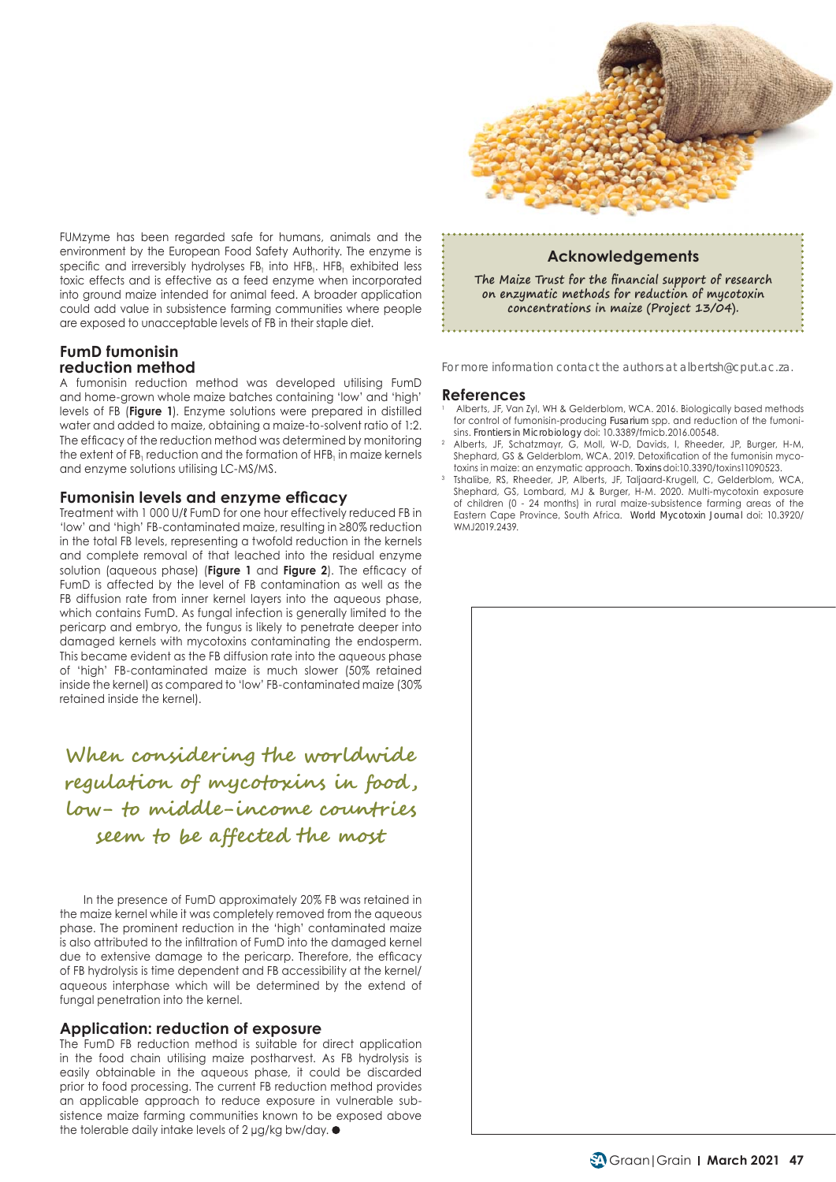FUMzyme has been regarded safe for humans, animals and the environment by the European Food Safety Authority. The enzyme is specific and irreversibly hydrolyses $FB_1$ into $HFB_1$. $HFB_1$ exhibited less toxic effects and is effective as a feed enzyme when incorporated into ground maize intended for animal feed. A broader application could add value in subsistence farming communities where people are exposed to unacceptable levels of FB in their staple diet.

## FumD fumonisin reduction method

A fumonisin reduction method was developed utilising FumD and home-grown whole maize batches containing 'low' and 'high' levels of FB (**Figure 1**). Enzyme solutions were prepared in distilled water and added to maize, obtaining a maize-to-solvent ratio of 1:2. The efficacy of the reduction method was determined by monitoring the extent of $FB_1$ reduction and the formation of $HFB_1$ in maize kernels and enzyme solutions utilising LC-MS/MS.

## Fumonisin levels and enzyme efficacy

Treatment with 1 000 U/ℓ FumD for one hour effectively reduced FB in 'low' and 'high' FB-contaminated maize, resulting in ≥80% reduction in the total FB levels, representing a twofold reduction in the kernels and complete removal of that leached into the residual enzyme solution (aqueous phase) (**Figure 1** and **Figure 2**). The efficacy of FumD is affected by the level of FB contamination as well as the FB diffusion rate from inner kernel layers into the aqueous phase, which contains FumD. As fungal infection is generally limited to the pericarp and embryo, the fungus is likely to penetrate deeper into damaged kernels with mycotoxins contaminating the endosperm. This became evident as the FB diffusion rate into the aqueous phase of 'high' FB-contaminated maize is much slower (50% retained inside the kernel) as compared to 'low' FB-contaminated maize (30% retained inside the kernel).

*When considering the worldwide regulation of mycotoxins in food, low- to middle-income countries seem to be affected the most*

In the presence of FumD approximately 20% FB was retained in the maize kernel while it was completely removed from the aqueous phase. The prominent reduction in the 'high' contaminated maize is also attributed to the infiltration of FumD into the damaged kernel due to extensive damage to the pericarp. Therefore, the efficacy of FB hydrolysis is time dependent and FB accessibility at the kernel/aqueous interphase which will be determined by the extend of fungal penetration into the kernel.

## Application: reduction of exposure

The FumD FB reduction method is suitable for direct application in the food chain utilising maize postharvest. As FB hydrolysis is easily obtainable in the aqueous phase, it could be discarded prior to food processing. The current FB reduction method provides an applicable approach to reduce exposure in vulnerable subsistence maize farming communities known to be exposed above the tolerable daily intake levels of 2 μg/kg bw/day. ●

### Acknowledgements

*The Maize Trust for the financial support of research on enzymatic methods for reduction of mycotoxin concentrations in maize (Project 13/04).*

*For more information contact the authors at albertsh@cput.ac.za.*

## References

1. Alberts, JF, Van Zyl, WH & Gelderblom, WCA. 2016. Biologically based methods for control of fumonisin-producing *Fusarium* spp. and reduction of the fumonisins. *Frontiers in Microbiology* doi: 10.3389/fmicb.2016.00548.
2. Alberts, JF, Schatzmayr, G, Moll, W-D, Davids, I, Rheeder, JP, Burger, H-M, Shephard, GS & Gelderblom, WCA. 2019. Detoxification of the fumonisin mycotoxins in maize: an enzymatic approach. *Toxins* doi:10.3390/toxins11090523.
3. Tshalibe, RS, Rheeder, JP, Alberts, JF, Taljaard-Krugell, C, Gelderblom, WCA, Shephard, GS, Lombard, MJ & Burger, H-M. 2020. Multi-mycotoxin exposure of children (0 - 24 months) in rural maize-subsistence farming areas of the Eastern Cape Province, South Africa. *World Mycotoxin Journal* doi: 10.3920/WMJ2019.2439.